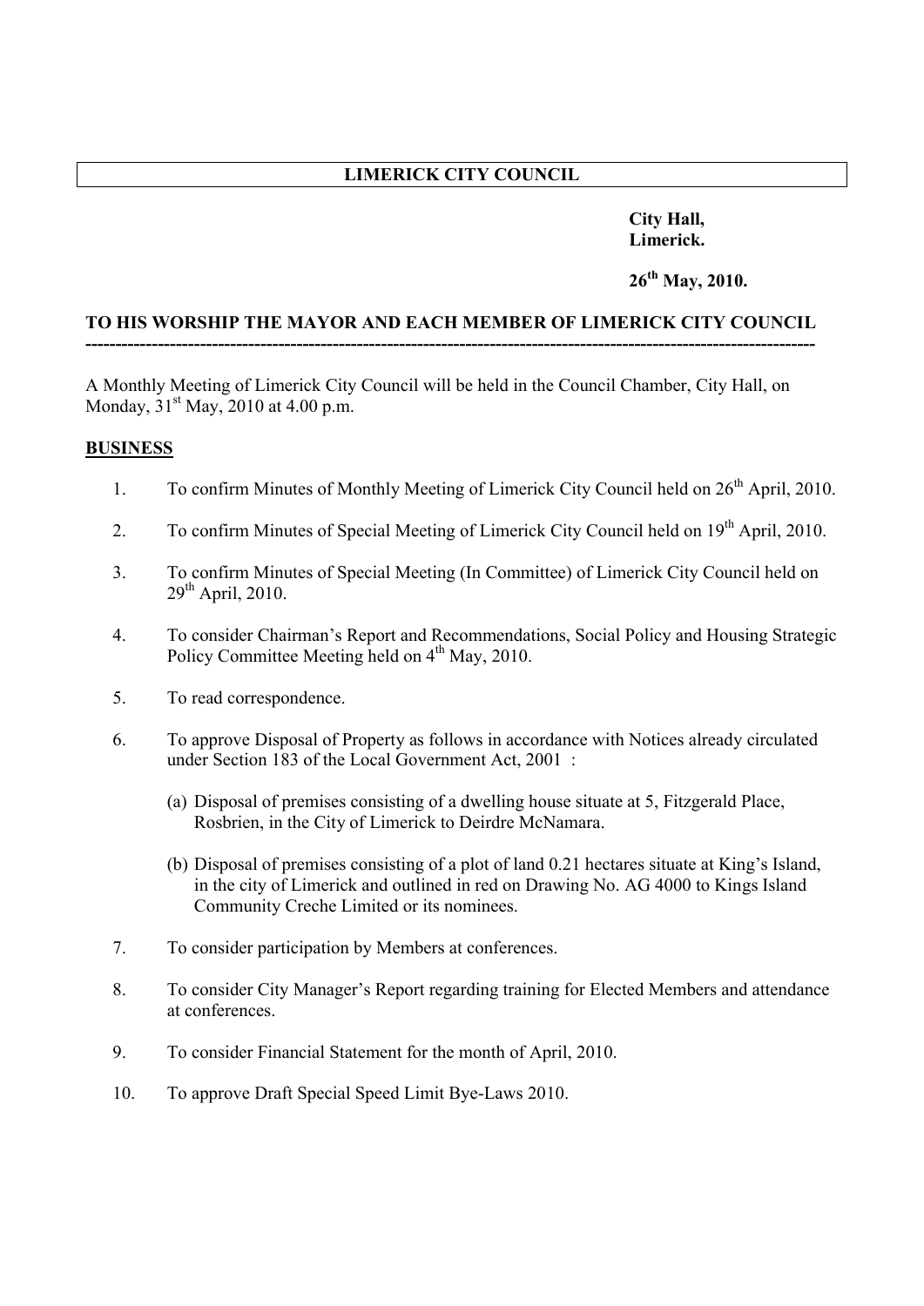# LIMERICK CITY COUNCIL

**City Hall,**
**Limerick.**

**26th May, 2010.**

**TO HIS WORSHIP THE MAYOR AND EACH MEMBER OF LIMERICK CITY COUNCIL**

---

A Monthly Meeting of Limerick City Council will be held in the Council Chamber, City Hall, on Monday, 31st May, 2010 at 4.00 p.m.

**BUSINESS**

1. To confirm Minutes of Monthly Meeting of Limerick City Council held on 26th April, 2010.

2. To confirm Minutes of Special Meeting of Limerick City Council held on 19th April, 2010.

3. To confirm Minutes of Special Meeting (In Committee) of Limerick City Council held on 29th April, 2010.

4. To consider Chairman's Report and Recommendations, Social Policy and Housing Strategic Policy Committee Meeting held on 4th May, 2010.

5. To read correspondence.

6. To approve Disposal of Property as follows in accordance with Notices already circulated under Section 183 of the Local Government Act, 2001 :

   (a) Disposal of premises consisting of a dwelling house situate at 5, Fitzgerald Place, Rosbrien, in the City of Limerick to Deirdre McNamara.

   (b) Disposal of premises consisting of a plot of land 0.21 hectares situate at King's Island, in the city of Limerick and outlined in red on Drawing No. AG 4000 to Kings Island Community Creche Limited or its nominees.

7. To consider participation by Members at conferences.

8. To consider City Manager's Report regarding training for Elected Members and attendance at conferences.

9. To consider Financial Statement for the month of April, 2010.

10. To approve Draft Special Speed Limit Bye-Laws 2010.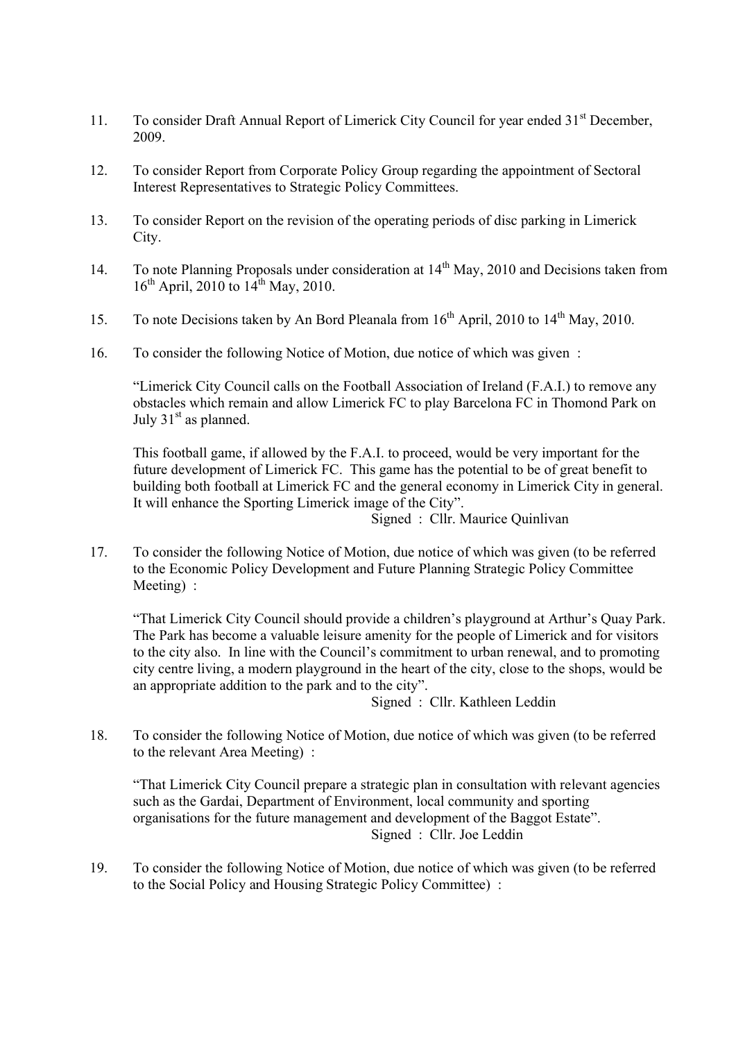11. To consider Draft Annual Report of Limerick City Council for year ended 31st December, 2009.

12. To consider Report from Corporate Policy Group regarding the appointment of Sectoral Interest Representatives to Strategic Policy Committees.

13. To consider Report on the revision of the operating periods of disc parking in Limerick City.

14. To note Planning Proposals under consideration at 14th May, 2010 and Decisions taken from 16th April, 2010 to 14th May, 2010.

15. To note Decisions taken by An Bord Pleanala from 16th April, 2010 to 14th May, 2010.

16. To consider the following Notice of Motion, due notice of which was given :

    "Limerick City Council calls on the Football Association of Ireland (F.A.I.) to remove any obstacles which remain and allow Limerick FC to play Barcelona FC in Thomond Park on July 31st as planned.

    This football game, if allowed by the F.A.I. to proceed, would be very important for the future development of Limerick FC. This game has the potential to be of great benefit to building both football at Limerick FC and the general economy in Limerick City in general. It will enhance the Sporting Limerick image of the City".

    Signed : Cllr. Maurice Quinlivan

17. To consider the following Notice of Motion, due notice of which was given (to be referred to the Economic Policy Development and Future Planning Strategic Policy Committee Meeting) :

    "That Limerick City Council should provide a children's playground at Arthur's Quay Park. The Park has become a valuable leisure amenity for the people of Limerick and for visitors to the city also. In line with the Council's commitment to urban renewal, and to promoting city centre living, a modern playground in the heart of the city, close to the shops, would be an appropriate addition to the park and to the city".

    Signed : Cllr. Kathleen Leddin

18. To consider the following Notice of Motion, due notice of which was given (to be referred to the relevant Area Meeting) :

    "That Limerick City Council prepare a strategic plan in consultation with relevant agencies such as the Gardai, Department of Environment, local community and sporting organisations for the future management and development of the Baggot Estate".

    Signed : Cllr. Joe Leddin

19. To consider the following Notice of Motion, due notice of which was given (to be referred to the Social Policy and Housing Strategic Policy Committee) :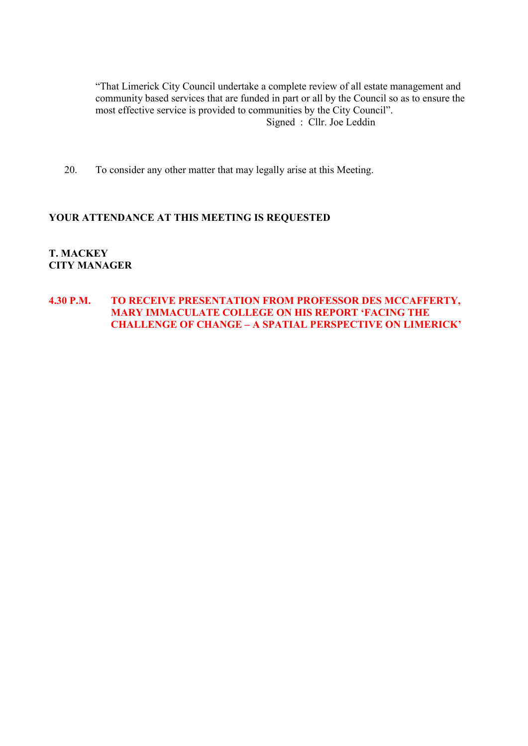"That Limerick City Council undertake a complete review of all estate management and community based services that are funded in part or all by the Council so as to ensure the most effective service is provided to communities by the City Council".

Signed : Cllr. Joe Leddin

20. To consider any other matter that may legally arise at this Meeting.

**YOUR ATTENDANCE AT THIS MEETING IS REQUESTED**

**T. MACKEY**
**CITY MANAGER**

**4.30 P.M. TO RECEIVE PRESENTATION FROM PROFESSOR DES MCCAFFERTY, MARY IMMACULATE COLLEGE ON HIS REPORT 'FACING THE CHALLENGE OF CHANGE – A SPATIAL PERSPECTIVE ON LIMERICK'**